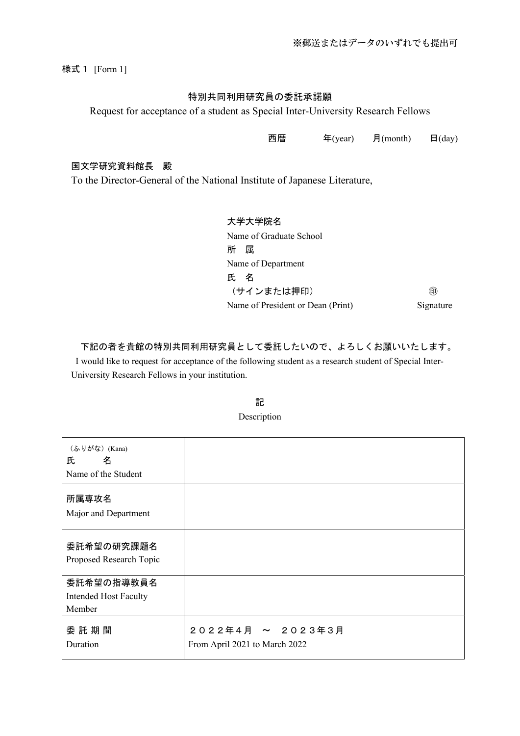※郵送またはデータのいずれでも提出可

様式１ [Form 1]

# 特別共同利用研究員の委託承諾願

Request for acceptance of a student as Special Inter-University Research Fellows

西暦　　　年(year)　　月(month)　　日(day)

国文学研究資料館長　殿

To the Director-General of the National Institute of Japanese Literature,

大学大学院名

Name of Graduate School

所　属

Name of Department

氏　名

（サインまたは押印）　　　　　　　　　㊞

Name of President or Dean (Print)　　　　Signature

下記の者を貴館の特別共同利用研究員として委託したいので、よろしくお願いいたします。

I would like to request for acceptance of the following student as a research student of Special Inter-University Research Fellows in your institution.

記

Description

| | |
|---|---|
| （ふりがな）(Kana)<br>氏　　名<br>Name of the Student | |
| 所属専攻名<br>Major and Department | |
| 委託希望の研究課題名<br>Proposed Research Topic | |
| 委託希望の指導教員名<br>Intended Host Faculty Member | |
| 委 託 期 間<br>Duration | ２０２２年４月　～　２０２３年３月<br>From April 2021 to March 2022 |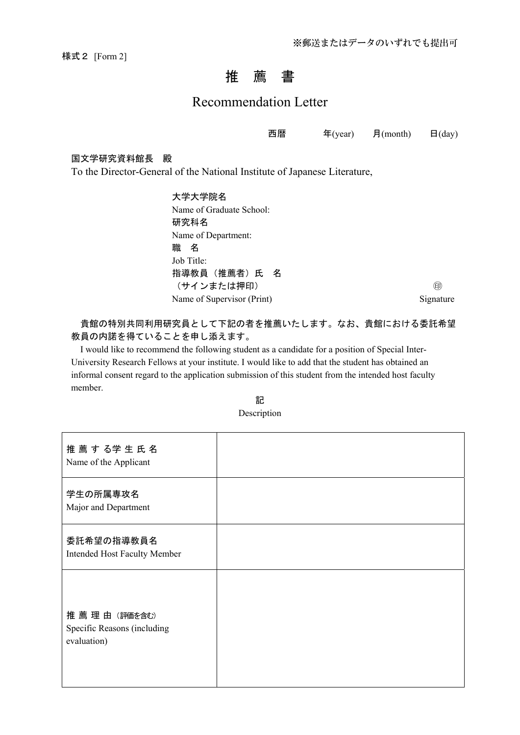※郵送またはデータのいずれでも提出可

様式２ [Form 2]

# 推　薦　書

## Recommendation Letter

西暦　　　年(year)　　月(month)　　日(day)

国文学研究資料館長　殿
To the Director-General of the National Institute of Japanese Literature,

大学大学院名
Name of Graduate School:
研究科名
Name of Department:
職　名
Job Title:
指導教員（推薦者）氏　名
（サインまたは押印）　　　㊞
Name of Supervisor (Print)　　　Signature

貴館の特別共同利用研究員として下記の者を推薦いたします。なお、貴館における委託希望教員の内諾を得ていることを申し添えます。

I would like to recommend the following student as a candidate for a position of Special Inter-University Research Fellows at your institute. I would like to add that the student has obtained an informal consent regard to the application submission of this student from the intended host faculty member.

記
Description

| | |
|---|---|
| 推 薦 す る学 生 氏 名<br>Name of the Applicant | |
| 学生の所属専攻名<br>Major and Department | |
| 委託希望の指導教員名<br>Intended Host Faculty Member | |
| 推 薦 理 由（評価を含む）<br>Specific Reasons (including evaluation) | |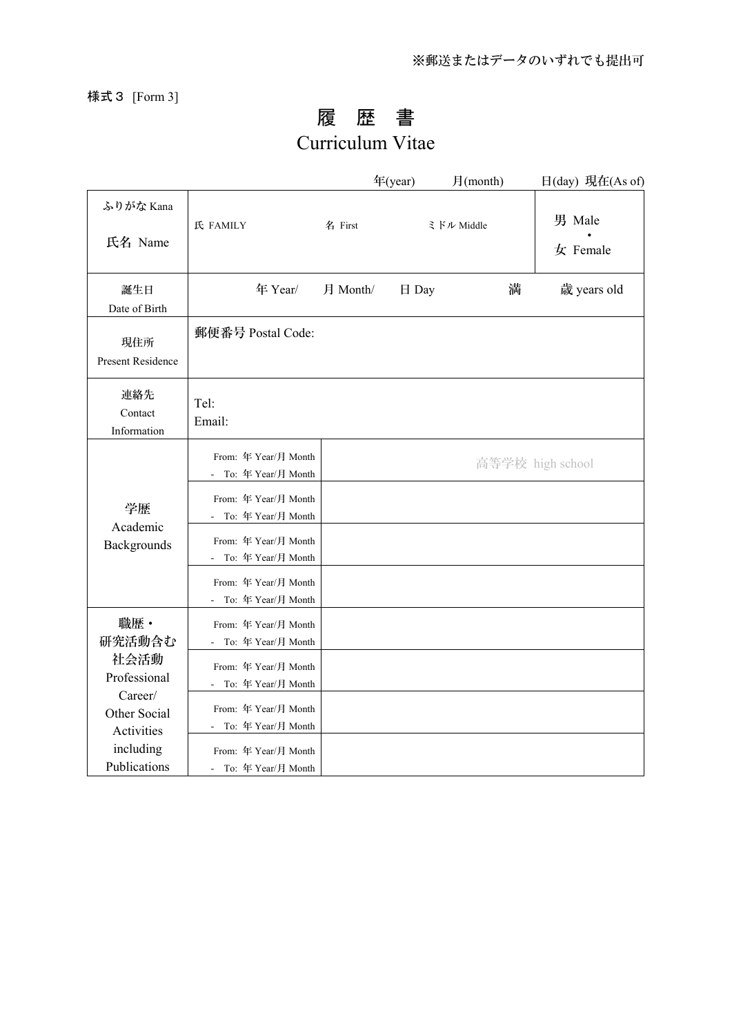※郵送またはデータのいずれでも提出可

様式３ [Form 3]

# 履 歴 書
# Curriculum Vitae

年(year)　　月(month)　　日(day) 現在(As of)

| ふりがな Kana<br><br>氏名 Name | 氏 FAMILY | 名 First | ミドル Middle | 男 Male<br>・<br>女 Female |
|---|---|---|---|---|
| 誕生日<br>Date of Birth | 年 Year/　月 Month/　日 Day　　満　　歳 years old | | | |
| 現住所<br>Present Residence | 郵便番号 Postal Code: | | | |
| 連絡先<br>Contact<br>Information | Tel:<br>Email: | | | |
| 学歴<br>Academic<br>Backgrounds | From: 年 Year/月 Month<br>- To: 年 Year/月 Month | 高等学校 high school | | |
| | From: 年 Year/月 Month<br>- To: 年 Year/月 Month | | | |
| | From: 年 Year/月 Month<br>- To: 年 Year/月 Month | | | |
| | From: 年 Year/月 Month<br>- To: 年 Year/月 Month | | | |
| 職歴・<br>研究活動含む<br>社会活動<br>Professional<br>Career/<br>Other Social<br>Activities<br>including<br>Publications | From: 年 Year/月 Month<br>- To: 年 Year/月 Month | | | |
| | From: 年 Year/月 Month<br>- To: 年 Year/月 Month | | | |
| | From: 年 Year/月 Month<br>- To: 年 Year/月 Month | | | |
| | From: 年 Year/月 Month<br>- To: 年 Year/月 Month | | | |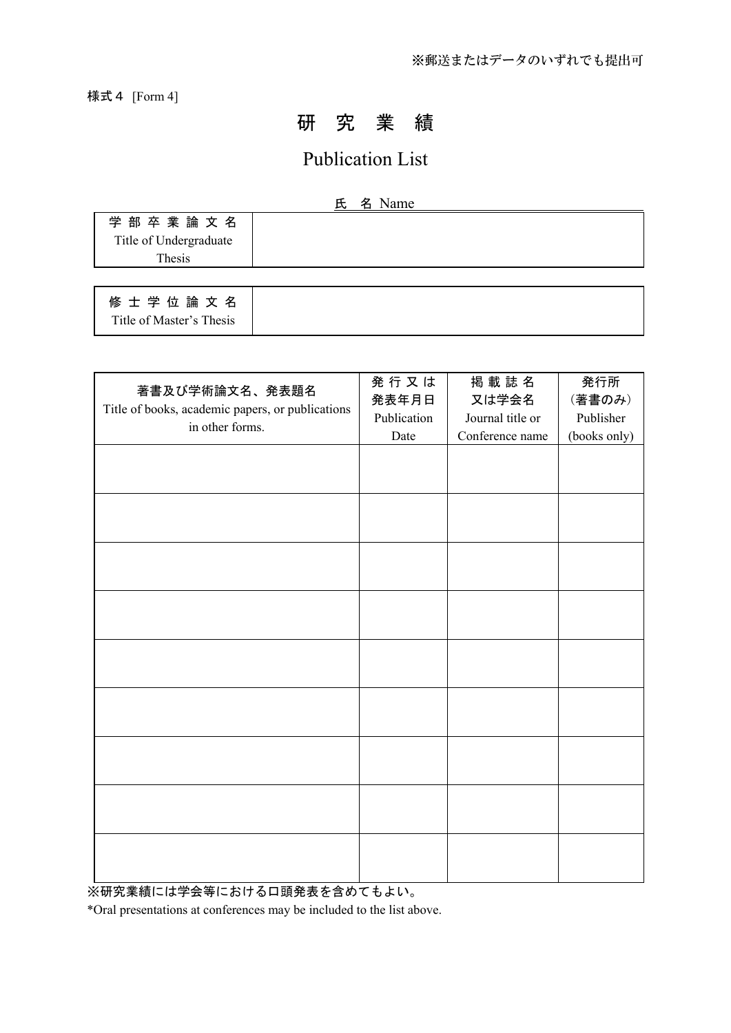※郵送またはデータのいずれでも提出可

様式４ [Form 4]

# 研　究　業　績

# Publication List

氏　名 Name

| 学部卒業論文名 Title of Undergraduate Thesis | |
|---|---|

| 修士学位論文名 Title of Master's Thesis | |
|---|---|

| 著書及び学術論文名、発表題名 Title of books, academic papers, or publications in other forms. | 発行又は発表年月日 Publication Date | 掲載誌名又は学会名 Journal title or Conference name | 発行所（著書のみ） Publisher (books only) |
|---|---|---|---|
| | | | |
| | | | |
| | | | |
| | | | |
| | | | |
| | | | |
| | | | |
| | | | |
| | | | |

※研究業績には学会等における口頭発表を含めてもよい。

*Oral presentations at conferences may be included to the list above.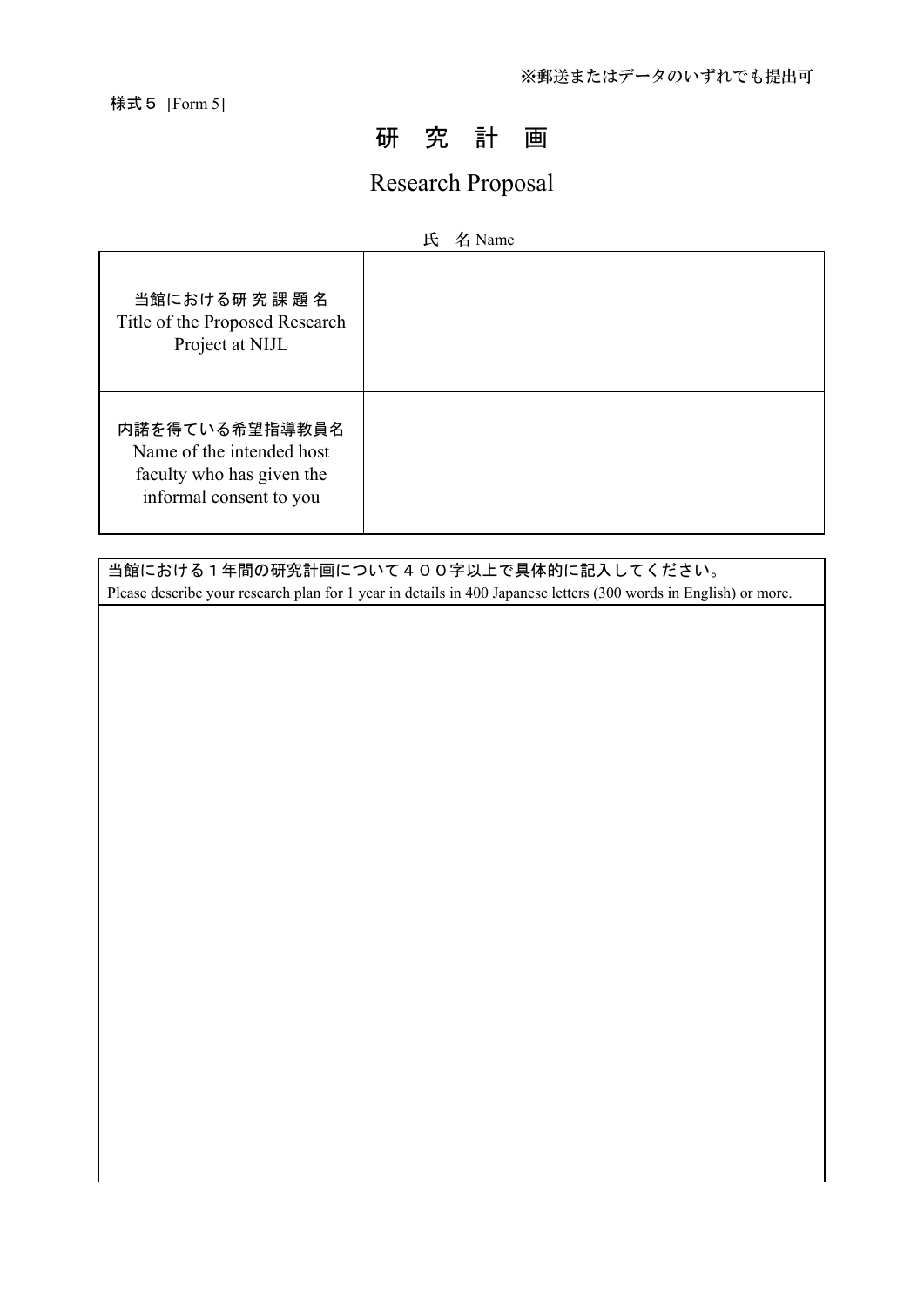※郵送またはデータのいずれでも提出可

様式５ [Form 5]

# 研　究　計　画

# Research Proposal

氏　名 Name ＿＿＿＿＿＿＿＿＿＿＿＿＿＿＿＿

| | |
|---|---|
| 当館における研 究 課 題 名<br>Title of the Proposed Research Project at NIJL | |
| 内諾を得ている希望指導教員名<br>Name of the intended host faculty who has given the informal consent to you | |

| 当館における１年間の研究計画について４００字以上で具体的に記入してください。<br>Please describe your research plan for 1 year in details in 400 Japanese letters (300 words in English) or more. |
|---|
| |